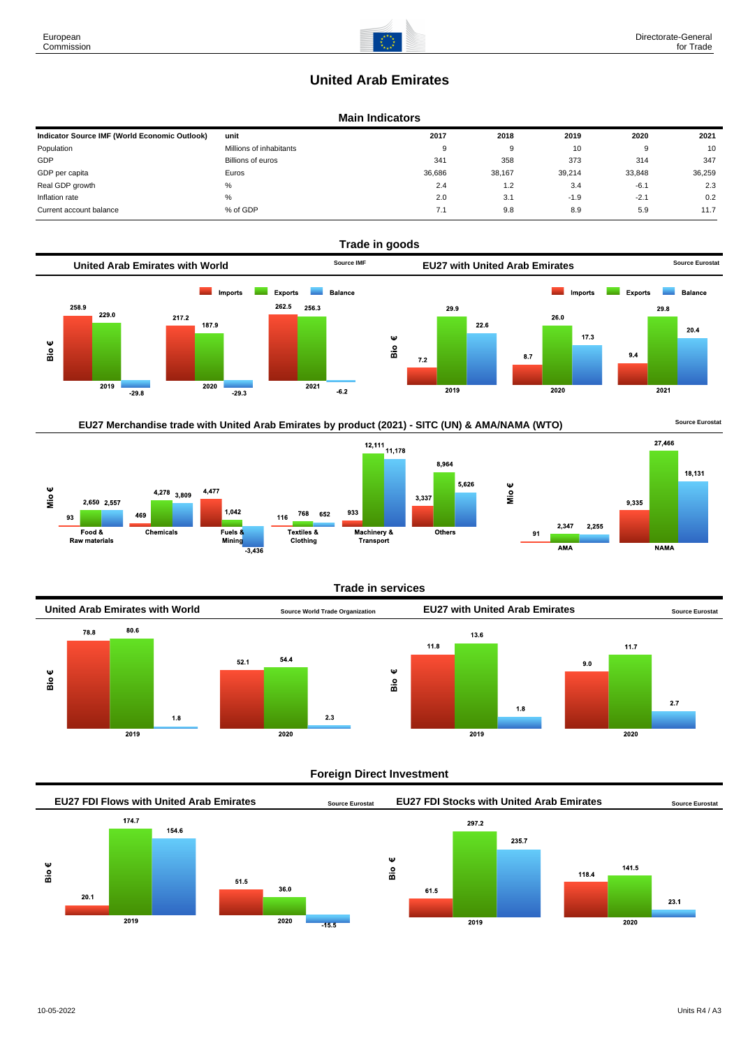# United Arab Emirates

## Main Indicators

| Indicator Source IMF (World Economic Outlook) | unit | 2017 | 2018 | 2019 | 2020 | 2021 |
|---|---|---|---|---|---|---|
| Population | Millions of inhabitants | 9 | 9 | 10 | 9 | 10 |
| GDP | Billions of euros | 341 | 358 | 373 | 314 | 347 |
| GDP per capita | Euros | 36,686 | 38,167 | 39,214 | 33,848 | 36,259 |
| Real GDP growth | % | 2.4 | 1.2 | 3.4 | -6.1 | 2.3 |
| Inflation rate | % | 2.0 | 3.1 | -1.9 | -2.1 | 0.2 |
| Current account balance | % of GDP | 7.1 | 9.8 | 8.9 | 5.9 | 11.7 |

## Trade in goods

### United Arab Emirates with World

Source IMF

Bio €

| | Imports | Exports | Balance |
|---|---|---|---|
| 2019 | 258.9 | 229.0 | -29.8 |
| 2020 | 217.2 | 187.9 | -29.3 |
| 2021 | 262.5 | 256.3 | -6.2 |

### EU27 with United Arab Emirates

Source Eurostat

Bio €

| | Imports | Exports | Balance |
|---|---|---|---|
| 2019 | 7.2 | 29.9 | 22.6 |
| 2020 | 8.7 | 26.0 | 17.3 |
| 2021 | 9.4 | 29.8 | 20.4 |

### EU27 Merchandise trade with United Arab Emirates by product (2021) - SITC (UN) & AMA/NAMA (WTO)

Source Eurostat

Mio €

| | Imports | Exports | Balance |
|---|---|---|---|
| Food & Raw materials | 93 | 2,650 | 2,557 |
| Chemicals | 469 | 4,278 | 3,809 |
| Fuels & Mining | 4,477 | 1,042 | -3,436 |
| Textiles & Clothing | 116 | 768 | 652 |
| Machinery & Transport | 933 | 12,111 | 11,178 |
| Others | 3,337 | 8,964 | 5,626 |

Mio €

| | Imports | Exports | Balance |
|---|---|---|---|
| AMA | 91 | 2,347 | 2,255 |
| NAMA | 9,335 | 27,466 | 18,131 |

## Trade in services

### United Arab Emirates with World

Source World Trade Organization

Bio €

| | Imports | Exports | Balance |
|---|---|---|---|
| 2019 | 78.8 | 80.6 | 1.8 |
| 2020 | 52.1 | 54.4 | 2.3 |

### EU27 with United Arab Emirates

Source Eurostat

Bio €

| | Imports | Exports | Balance |
|---|---|---|---|
| 2019 | 11.8 | 13.6 | 1.8 |
| 2020 | 9.0 | 11.7 | 2.7 |

## Foreign Direct Investment

### EU27 FDI Flows with United Arab Emirates

Source Eurostat

Bio €

| | Inward | Outward | Balance |
|---|---|---|---|
| 2019 | 20.1 | 174.7 | 154.6 |
| 2020 | 51.5 | 36.0 | -15.5 |

### EU27 FDI Stocks with United Arab Emirates

Source Eurostat

Bio €

| | Inward | Outward | Balance |
|---|---|---|---|
| 2019 | 61.5 | 297.2 | 235.7 |
| 2020 | 118.4 | 141.5 | 23.1 |

10-05-2022

Units R4 / A3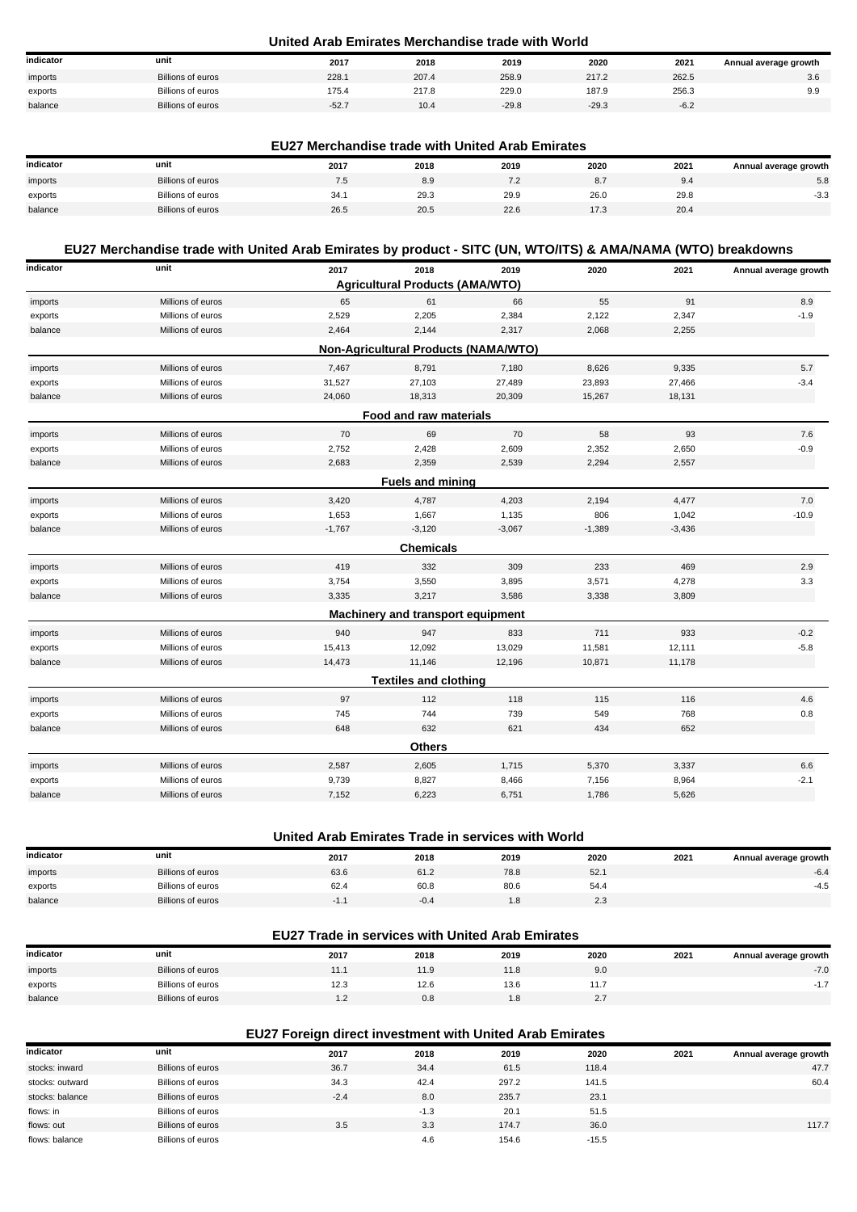## United Arab Emirates Merchandise trade with World

| indicator | unit | 2017 | 2018 | 2019 | 2020 | 2021 | Annual average growth |
|---|---|---|---|---|---|---|---|
| imports | Billions of euros | 228.1 | 207.4 | 258.9 | 217.2 | 262.5 | 3.6 |
| exports | Billions of euros | 175.4 | 217.8 | 229.0 | 187.9 | 256.3 | 9.9 |
| balance | Billions of euros | -52.7 | 10.4 | -29.8 | -29.3 | -6.2 | |

## EU27 Merchandise trade with United Arab Emirates

| indicator | unit | 2017 | 2018 | 2019 | 2020 | 2021 | Annual average growth |
|---|---|---|---|---|---|---|---|
| imports | Billions of euros | 7.5 | 8.9 | 7.2 | 8.7 | 9.4 | 5.8 |
| exports | Billions of euros | 34.1 | 29.3 | 29.9 | 26.0 | 29.8 | -3.3 |
| balance | Billions of euros | 26.5 | 20.5 | 22.6 | 17.3 | 20.4 | |

## EU27 Merchandise trade with United Arab Emirates by product - SITC (UN, WTO/ITS) & AMA/NAMA (WTO) breakdowns

| indicator | unit | 2017 | 2018 | 2019 | 2020 | 2021 | Annual average growth |
|---|---|---|---|---|---|---|---|
| **Agricultural Products (AMA/WTO)** | | | | | | | |
| imports | Millions of euros | 65 | 61 | 66 | 55 | 91 | 8.9 |
| exports | Millions of euros | 2,529 | 2,205 | 2,384 | 2,122 | 2,347 | -1.9 |
| balance | Millions of euros | 2,464 | 2,144 | 2,317 | 2,068 | 2,255 | |
| **Non-Agricultural Products (NAMA/WTO)** | | | | | | | |
| imports | Millions of euros | 7,467 | 8,791 | 7,180 | 8,626 | 9,335 | 5.7 |
| exports | Millions of euros | 31,527 | 27,103 | 27,489 | 23,893 | 27,466 | -3.4 |
| balance | Millions of euros | 24,060 | 18,313 | 20,309 | 15,267 | 18,131 | |
| **Food and raw materials** | | | | | | | |
| imports | Millions of euros | 70 | 69 | 70 | 58 | 93 | 7.6 |
| exports | Millions of euros | 2,752 | 2,428 | 2,609 | 2,352 | 2,650 | -0.9 |
| balance | Millions of euros | 2,683 | 2,359 | 2,539 | 2,294 | 2,557 | |
| **Fuels and mining** | | | | | | | |
| imports | Millions of euros | 3,420 | 4,787 | 4,203 | 2,194 | 4,477 | 7.0 |
| exports | Millions of euros | 1,653 | 1,667 | 1,135 | 806 | 1,042 | -10.9 |
| balance | Millions of euros | -1,767 | -3,120 | -3,067 | -1,389 | -3,436 | |
| **Chemicals** | | | | | | | |
| imports | Millions of euros | 419 | 332 | 309 | 233 | 469 | 2.9 |
| exports | Millions of euros | 3,754 | 3,550 | 3,895 | 3,571 | 4,278 | 3.3 |
| balance | Millions of euros | 3,335 | 3,217 | 3,586 | 3,338 | 3,809 | |
| **Machinery and transport equipment** | | | | | | | |
| imports | Millions of euros | 940 | 947 | 833 | 711 | 933 | -0.2 |
| exports | Millions of euros | 15,413 | 12,092 | 13,029 | 11,581 | 12,111 | -5.8 |
| balance | Millions of euros | 14,473 | 11,146 | 12,196 | 10,871 | 11,178 | |
| **Textiles and clothing** | | | | | | | |
| imports | Millions of euros | 97 | 112 | 118 | 115 | 116 | 4.6 |
| exports | Millions of euros | 745 | 744 | 739 | 549 | 768 | 0.8 |
| balance | Millions of euros | 648 | 632 | 621 | 434 | 652 | |
| **Others** | | | | | | | |
| imports | Millions of euros | 2,587 | 2,605 | 1,715 | 5,370 | 3,337 | 6.6 |
| exports | Millions of euros | 9,739 | 8,827 | 8,466 | 7,156 | 8,964 | -2.1 |
| balance | Millions of euros | 7,152 | 6,223 | 6,751 | 1,786 | 5,626 | |

## United Arab Emirates Trade in services with World

| indicator | unit | 2017 | 2018 | 2019 | 2020 | 2021 | Annual average growth |
|---|---|---|---|---|---|---|---|
| imports | Billions of euros | 63.6 | 61.2 | 78.8 | 52.1 | | -6.4 |
| exports | Billions of euros | 62.4 | 60.8 | 80.6 | 54.4 | | -4.5 |
| balance | Billions of euros | -1.1 | -0.4 | 1.8 | 2.3 | | |

## EU27 Trade in services with United Arab Emirates

| indicator | unit | 2017 | 2018 | 2019 | 2020 | 2021 | Annual average growth |
|---|---|---|---|---|---|---|---|
| imports | Billions of euros | 11.1 | 11.9 | 11.8 | 9.0 | | -7.0 |
| exports | Billions of euros | 12.3 | 12.6 | 13.6 | 11.7 | | -1.7 |
| balance | Billions of euros | 1.2 | 0.8 | 1.8 | 2.7 | | |

## EU27 Foreign direct investment with United Arab Emirates

| indicator | unit | 2017 | 2018 | 2019 | 2020 | 2021 | Annual average growth |
|---|---|---|---|---|---|---|---|
| stocks: inward | Billions of euros | 36.7 | 34.4 | 61.5 | 118.4 | | 47.7 |
| stocks: outward | Billions of euros | 34.3 | 42.4 | 297.2 | 141.5 | | 60.4 |
| stocks: balance | Billions of euros | -2.4 | 8.0 | 235.7 | 23.1 | | |
| flows: in | Billions of euros | | -1.3 | 20.1 | 51.5 | | |
| flows: out | Billions of euros | 3.5 | 3.3 | 174.7 | 36.0 | | 117.7 |
| flows: balance | Billions of euros | | 4.6 | 154.6 | -15.5 | | |